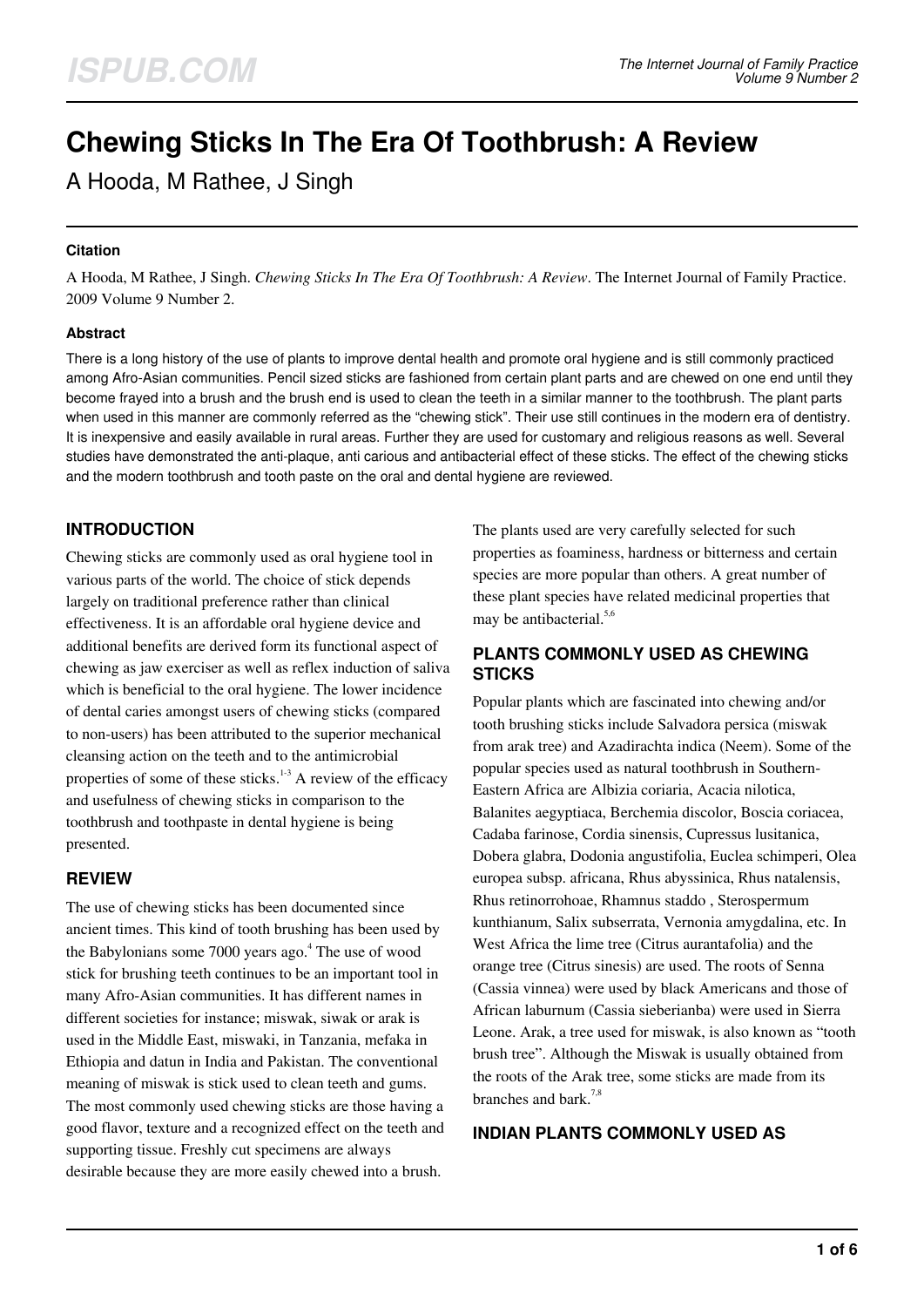# Chewing Sticks In The Era Of Toothbrush: A Review

A Hooda, M Rathee, J Singh

### Citation

A Hooda, M Rathee, J Singh. *Chewing Sticks In The Era Of Toothbrush: A Review*. The Internet Journal of Family Practice. 2009 Volume 9 Number 2.

### Abstract

There is a long history of the use of plants to improve dental health and promote oral hygiene and is still commonly practiced among Afro-Asian communities. Pencil sized sticks are fashioned from certain plant parts and are chewed on one end until they become frayed into a brush and the brush end is used to clean the teeth in a similar manner to the toothbrush. The plant parts when used in this manner are commonly referred as the "chewing stick". Their use still continues in the modern era of dentistry. It is inexpensive and easily available in rural areas. Further they are used for customary and religious reasons as well. Several studies have demonstrated the anti-plaque, anti carious and antibacterial effect of these sticks. The effect of the chewing sticks and the modern toothbrush and tooth paste on the oral and dental hygiene are reviewed.

## INTRODUCTION

Chewing sticks are commonly used as oral hygiene tool in various parts of the world. The choice of stick depends largely on traditional preference rather than clinical effectiveness. It is an affordable oral hygiene device and additional benefits are derived form its functional aspect of chewing as jaw exerciser as well as reflex induction of saliva which is beneficial to the oral hygiene. The lower incidence of dental caries amongst users of chewing sticks (compared to non-users) has been attributed to the superior mechanical cleansing action on the teeth and to the antimicrobial properties of some of these sticks.[1-3] A review of the efficacy and usefulness of chewing sticks in comparison to the toothbrush and toothpaste in dental hygiene is being presented.

## REVIEW

The use of chewing sticks has been documented since ancient times. This kind of tooth brushing has been used by the Babylonians some 7000 years ago.[4] The use of wood stick for brushing teeth continues to be an important tool in many Afro-Asian communities. It has different names in different societies for instance; miswak, siwak or arak is used in the Middle East, miswaki, in Tanzania, mefaka in Ethiopia and datun in India and Pakistan. The conventional meaning of miswak is stick used to clean teeth and gums. The most commonly used chewing sticks are those having a good flavor, texture and a recognized effect on the teeth and supporting tissue. Freshly cut specimens are always desirable because they are more easily chewed into a brush. The plants used are very carefully selected for such properties as foaminess, hardness or bitterness and certain species are more popular than others. A great number of these plant species have related medicinal properties that may be antibacterial.[5,6]

## PLANTS COMMONLY USED AS CHEWING STICKS

Popular plants which are fascinated into chewing and/or tooth brushing sticks include Salvadora persica (miswak from arak tree) and Azadirachta indica (Neem). Some of the popular species used as natural toothbrush in Southern-Eastern Africa are Albizia coriaria, Acacia nilotica, Balanites aegyptiaca, Berchemia discolor, Boscia coriacea, Cadaba farinose, Cordia sinensis, Cupressus lusitanica, Dobera glabra, Dodonia angustifolia, Euclea schimperi, Olea europea subsp. africana, Rhus abyssinica, Rhus natalensis, Rhus retinorrohoae, Rhamnus staddo , Sterospermum kunthianum, Salix subserrata, Vernonia amygdalina, etc. In West Africa the lime tree (Citrus aurantafolia) and the orange tree (Citrus sinesis) are used. The roots of Senna (Cassia vinnea) were used by black Americans and those of African laburnum (Cassia sieberianba) were used in Sierra Leone. Arak, a tree used for miswak, is also known as "tooth brush tree". Although the Miswak is usually obtained from the roots of the Arak tree, some sticks are made from its branches and bark.[7,8]

## INDIAN PLANTS COMMONLY USED AS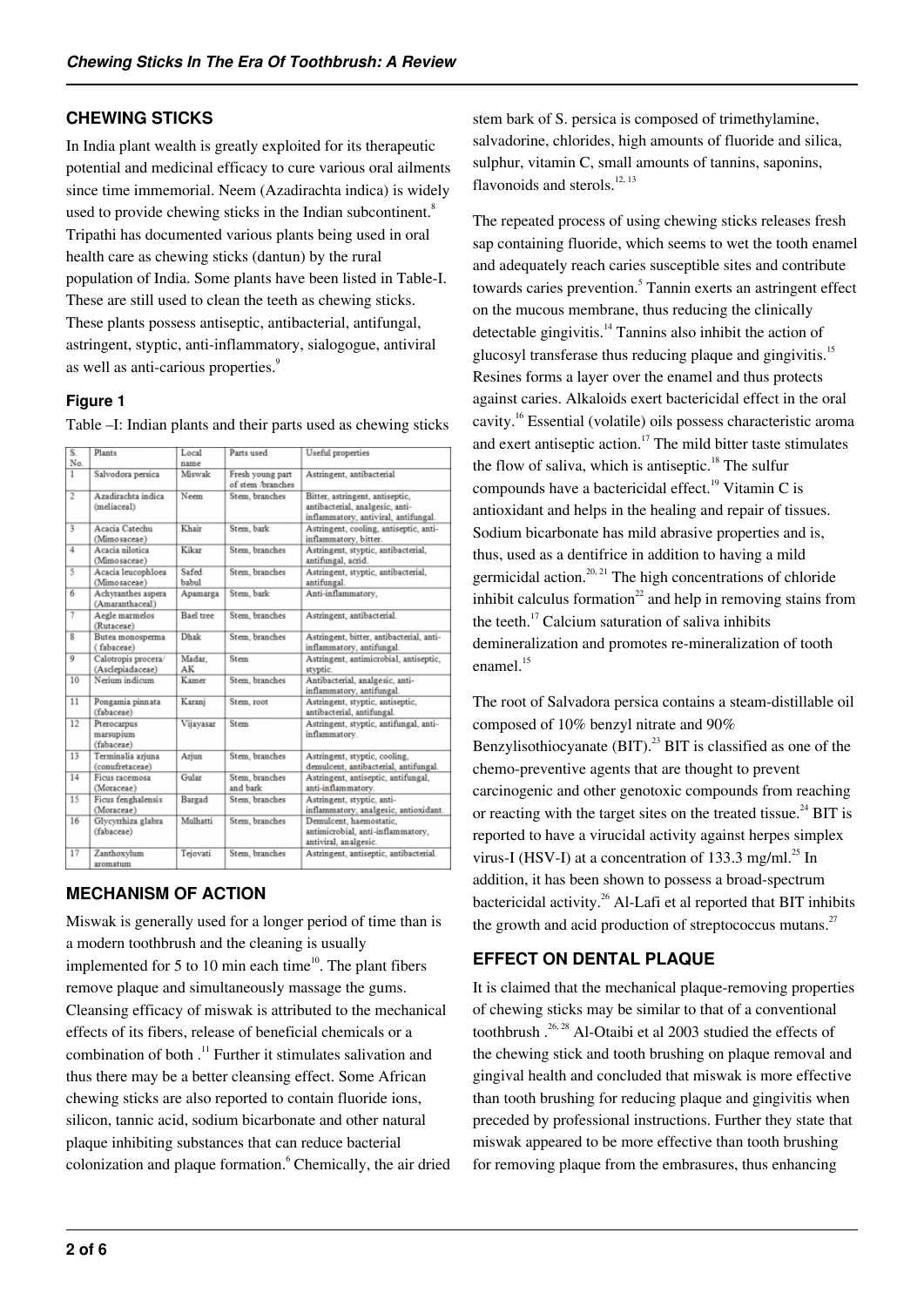## CHEWING STICKS

In India plant wealth is greatly exploited for its therapeutic potential and medicinal efficacy to cure various oral ailments since time immemorial. Neem (Azadirachta indica) is widely used to provide chewing sticks in the Indian subcontinent.[8] Tripathi has documented various plants being used in oral health care as chewing sticks (dantun) by the rural population of India. Some plants have been listed in Table-I. These are still used to clean the teeth as chewing sticks. These plants possess antiseptic, antibacterial, antifungal, astringent, styptic, anti-inflammatory, sialogogue, antiviral as well as anti-carious properties.[9]

### Figure 1

Table –I: Indian plants and their parts used as chewing sticks

| S. No. | Plants | Local name | Parts used | Useful properties |
|---|---|---|---|---|
| 1 | Salvodora persica | Miswak | Fresh young part of stem /branches | Astringent, antibacterial |
| 2 | Azadirachta indica (meliaceal) | Neem | Stem, branches | Bitter, astringent, antiseptic, antibacterial, analgesic, anti-inflammatory, antiviral, antifungal. |
| 3 | Acacia Catechu (Mimosaceae) | Khair | Stem, bark | Astringent, cooling, antiseptic, anti-inflammatory, bitter. |
| 4 | Acacia nilotica (Mimosaceae) | Kikar | Stem, branches | Astringent, styptic, antibacterial, antifungal, acrid. |
| 5 | Acacia leucophloea (Mimosaceae) | Safed babul | Stem, branches | Astringent, styptic, antibacterial, antifungal. |
| 6 | Achyranthes aspera (Amaranthaceal) | Apamarga | Stem, bark | Anti-inflammatory, |
| 7 | Aegle marmelos (Rutaceae) | Bael tree | Stem, branches | Astringent, antibacterial. |
| 8 | Butea monosperma ( fabaceae) | Dhak | Stem, branches | Astringent, bitter, antibacterial, anti-inflammatory, antifungal. |
| 9 | Calotropis procera/ (Asclepiadaceae) | Madar, AK | Stem | Astringent, antimicrobial, antiseptic, styptic. |
| 10 | Nerium indicum | Kamer | Stem, branches | Antibacterial, analgesic, anti-inflammatory, antifungal. |
| 11 | Pongamia pinnata (fabaceae) | Karanj | Stem, root | Astringent, styptic, antiseptic, antibacterial, antifungal. |
| 12 | Pterocarpus marsupium (fabaceae) | Vijayasar | Stem | Astringent, styptic, antifungal, anti-inflammatory. |
| 13 | Terminalia arjuna (conufretaceae) | Arjun | Stem, branches | Astringent, styptic, cooling, demulcent, antibacterial, antifungal. |
| 14 | Ficus racemosa (Moraceae) | Gular | Stem, branches and bark | Astringent, antiseptic, antifungal, anti-inflammatory. |
| 15 | Ficus fenghalensis (Moraceae) | Bargad | Stem, branches | Astringent, styptic, anti-inflammatory, analgesic, antioxidant. |
| 16 | Glycyrrhiza glabra (fabaceae) | Mulhatti | Stem, branches | Demulcent, haemostatic, antimicrobial, anti-inflammatory, antiviral, analgesic. |
| 17 | Zanthoxylum aromatum | Tejovati | Stem, branches | Astringent, antiseptic, antibacterial. |

## MECHANISM OF ACTION

Miswak is generally used for a longer period of time than is a modern toothbrush and the cleaning is usually implemented for 5 to 10 min each time[10]. The plant fibers remove plaque and simultaneously massage the gums. Cleansing efficacy of miswak is attributed to the mechanical effects of its fibers, release of beneficial chemicals or a combination of both .[11] Further it stimulates salivation and thus there may be a better cleansing effect. Some African chewing sticks are also reported to contain fluoride ions, silicon, tannic acid, sodium bicarbonate and other natural plaque inhibiting substances that can reduce bacterial colonization and plaque formation.[6] Chemically, the air dried stem bark of S. persica is composed of trimethylamine, salvadorine, chlorides, high amounts of fluoride and silica, sulphur, vitamin C, small amounts of tannins, saponins, flavonoids and sterols.[12, 13]

The repeated process of using chewing sticks releases fresh sap containing fluoride, which seems to wet the tooth enamel and adequately reach caries susceptible sites and contribute towards caries prevention.[5] Tannin exerts an astringent effect on the mucous membrane, thus reducing the clinically detectable gingivitis.[14] Tannins also inhibit the action of glucosyl transferase thus reducing plaque and gingivitis.[15] Resines forms a layer over the enamel and thus protects against caries. Alkaloids exert bactericidal effect in the oral cavity.[16] Essential (volatile) oils possess characteristic aroma and exert antiseptic action.[17] The mild bitter taste stimulates the flow of saliva, which is antiseptic.[18] The sulfur compounds have a bactericidal effect.[19] Vitamin C is antioxidant and helps in the healing and repair of tissues. Sodium bicarbonate has mild abrasive properties and is, thus, used as a dentifrice in addition to having a mild germicidal action.[20, 21] The high concentrations of chloride inhibit calculus formation[22] and help in removing stains from the teeth.[17] Calcium saturation of saliva inhibits demineralization and promotes re-mineralization of tooth enamel.[15]

The root of Salvadora persica contains a steam-distillable oil composed of 10% benzyl nitrate and 90% Benzylisothiocyanate (BIT).[23] BIT is classified as one of the chemo-preventive agents that are thought to prevent carcinogenic and other genotoxic compounds from reaching or reacting with the target sites on the treated tissue.[24] BIT is reported to have a virucidal activity against herpes simplex virus-I (HSV-I) at a concentration of 133.3 mg/ml.[25] In addition, it has been shown to possess a broad-spectrum bactericidal activity.[26] Al-Lafi et al reported that BIT inhibits the growth and acid production of streptococcus mutans.[27]

## EFFECT ON DENTAL PLAQUE

It is claimed that the mechanical plaque-removing properties of chewing sticks may be similar to that of a conventional toothbrush .[26, 28] Al-Otaibi et al 2003 studied the effects of the chewing stick and tooth brushing on plaque removal and gingival health and concluded that miswak is more effective than tooth brushing for reducing plaque and gingivitis when preceded by professional instructions. Further they state that miswak appeared to be more effective than tooth brushing for removing plaque from the embrasures, thus enhancing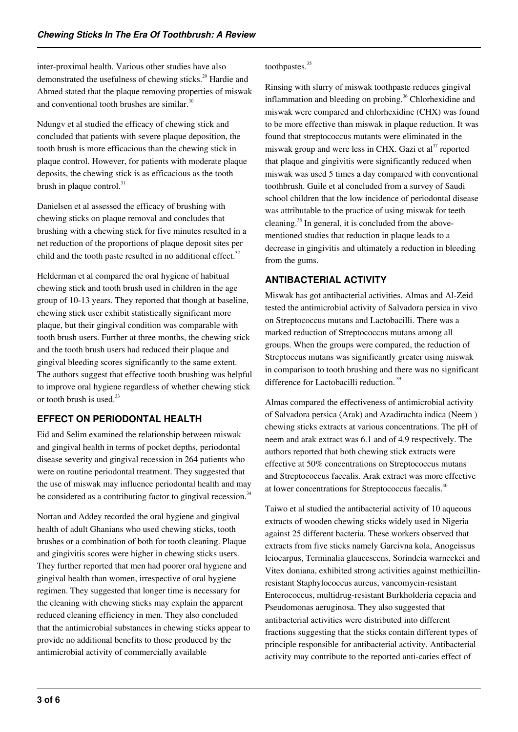inter-proximal health. Various other studies have also demonstrated the usefulness of chewing sticks.[29] Hardie and Ahmed stated that the plaque removing properties of miswak and conventional tooth brushes are similar.[30]

Ndungv et al studied the efficacy of chewing stick and concluded that patients with severe plaque deposition, the tooth brush is more efficacious than the chewing stick in plaque control. However, for patients with moderate plaque deposits, the chewing stick is as efficacious as the tooth brush in plaque control.[31]

Danielsen et al assessed the efficacy of brushing with chewing sticks on plaque removal and concludes that brushing with a chewing stick for five minutes resulted in a net reduction of the proportions of plaque deposit sites per child and the tooth paste resulted in no additional effect.[32]

Helderman et al compared the oral hygiene of habitual chewing stick and tooth brush used in children in the age group of 10-13 years. They reported that though at baseline, chewing stick user exhibit statistically significant more plaque, but their gingival condition was comparable with tooth brush users. Further at three months, the chewing stick and the tooth brush users had reduced their plaque and gingival bleeding scores significantly to the same extent. The authors suggest that effective tooth brushing was helpful to improve oral hygiene regardless of whether chewing stick or tooth brush is used.[33]

## EFFECT ON PERIODONTAL HEALTH

Eid and Selim examined the relationship between miswak and gingival health in terms of pocket depths, periodontal disease severity and gingival recession in 264 patients who were on routine periodontal treatment. They suggested that the use of miswak may influence periodontal health and may be considered as a contributing factor to gingival recession.[34]

Nortan and Addey recorded the oral hygiene and gingival health of adult Ghanians who used chewing sticks, tooth brushes or a combination of both for tooth cleaning. Plaque and gingivitis scores were higher in chewing sticks users. They further reported that men had poorer oral hygiene and gingival health than women, irrespective of oral hygiene regimen. They suggested that longer time is necessary for the cleaning with chewing sticks may explain the apparent reduced cleaning efficiency in men. They also concluded that the antimicrobial substances in chewing sticks appear to provide no additional benefits to those produced by the antimicrobial activity of commercially available toothpastes.[35]

Rinsing with slurry of miswak toothpaste reduces gingival inflammation and bleeding on probing.[36] Chlorhexidine and miswak were compared and chlorhexidine (CHX) was found to be more effective than miswak in plaque reduction. It was found that streptococcus mutants were eliminated in the miswak group and were less in CHX. Gazi et al[37] reported that plaque and gingivitis were significantly reduced when miswak was used 5 times a day compared with conventional toothbrush. Guile et al concluded from a survey of Saudi school children that the low incidence of periodontal disease was attributable to the practice of using miswak for teeth cleaning.[38] In general, it is concluded from the above-mentioned studies that reduction in plaque leads to a decrease in gingivitis and ultimately a reduction in bleeding from the gums.

## ANTIBACTERIAL ACTIVITY

Miswak has got antibacterial activities. Almas and Al-Zeid tested the antimicrobial activity of Salvadora persica in vivo on Streptococcus mutans and Lactobacilli. There was a marked reduction of Streptococcus mutans among all groups. When the groups were compared, the reduction of Streptoccus mutans was significantly greater using miswak in comparison to tooth brushing and there was no significant difference for Lactobacilli reduction.[39]

Almas compared the effectiveness of antimicrobial activity of Salvadora persica (Arak) and Azadirachta indica (Neem ) chewing sticks extracts at various concentrations. The pH of neem and arak extract was 6.1 and of 4.9 respectively. The authors reported that both chewing stick extracts were effective at 50% concentrations on Streptococcus mutans and Streptococcus faecalis. Arak extract was more effective at lower concentrations for Streptococcus faecalis.[40]

Taiwo et al studied the antibacterial activity of 10 aqueous extracts of wooden chewing sticks widely used in Nigeria against 25 different bacteria. These workers observed that extracts from five sticks namely Garcivna kola, Anogeissus leiocarpus, Terminalia glaucescens, Sorindeia warneckei and Vitex doniana, exhibited strong activities against methicillin-resistant Staphylococcus aureus, vancomycin-resistant Enterococcus, multidrug-resistant Burkholderia cepacia and Pseudomonas aeruginosa. They also suggested that antibacterial activities were distributed into different fractions suggesting that the sticks contain different types of principle responsible for antibacterial activity. Antibacterial activity may contribute to the reported anti-caries effect of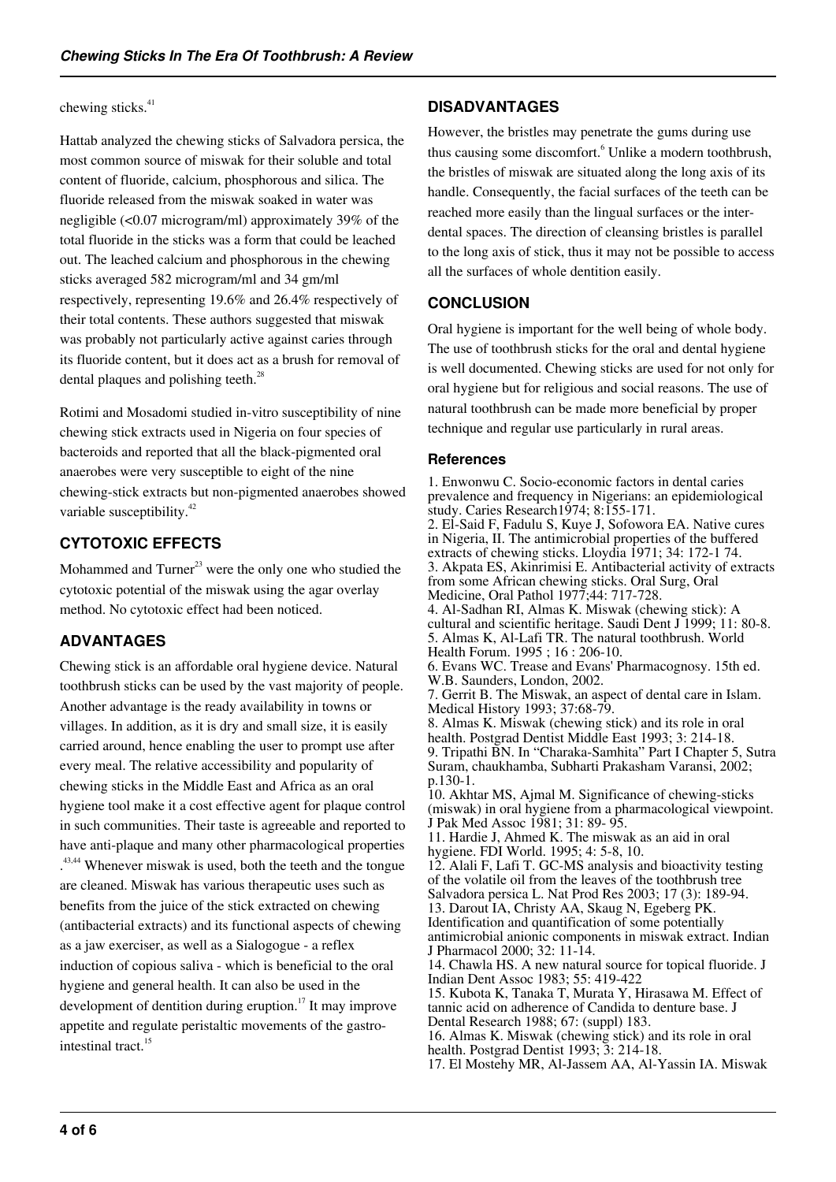chewing sticks.[41]

Hattab analyzed the chewing sticks of Salvadora persica, the most common source of miswak for their soluble and total content of fluoride, calcium, phosphorous and silica. The fluoride released from the miswak soaked in water was negligible (<0.07 microgram/ml) approximately 39% of the total fluoride in the sticks was a form that could be leached out. The leached calcium and phosphorous in the chewing sticks averaged 582 microgram/ml and 34 gm/ml respectively, representing 19.6% and 26.4% respectively of their total contents. These authors suggested that miswak was probably not particularly active against caries through its fluoride content, but it does act as a brush for removal of dental plaques and polishing teeth.[28]

Rotimi and Mosadomi studied in-vitro susceptibility of nine chewing stick extracts used in Nigeria on four species of bacteroids and reported that all the black-pigmented oral anaerobes were very susceptible to eight of the nine chewing-stick extracts but non-pigmented anaerobes showed variable susceptibility.[42]

## CYTOTOXIC EFFECTS

Mohammed and Turner[23] were the only one who studied the cytotoxic potential of the miswak using the agar overlay method. No cytotoxic effect had been noticed.

## ADVANTAGES

Chewing stick is an affordable oral hygiene device. Natural toothbrush sticks can be used by the vast majority of people. Another advantage is the ready availability in towns or villages. In addition, as it is dry and small size, it is easily carried around, hence enabling the user to prompt use after every meal. The relative accessibility and popularity of chewing sticks in the Middle East and Africa as an oral hygiene tool make it a cost effective agent for plaque control in such communities. Their taste is agreeable and reported to have anti-plaque and many other pharmacological properties .[43,44] Whenever miswak is used, both the teeth and the tongue are cleaned. Miswak has various therapeutic uses such as benefits from the juice of the stick extracted on chewing (antibacterial extracts) and its functional aspects of chewing as a jaw exerciser, as well as a Sialogogue - a reflex induction of copious saliva - which is beneficial to the oral hygiene and general health. It can also be used in the development of dentition during eruption.[17] It may improve appetite and regulate peristaltic movements of the gastro-intestinal tract.[15]

## DISADVANTAGES

However, the bristles may penetrate the gums during use thus causing some discomfort.[6] Unlike a modern toothbrush, the bristles of miswak are situated along the long axis of its handle. Consequently, the facial surfaces of the teeth can be reached more easily than the lingual surfaces or the inter-dental spaces. The direction of cleansing bristles is parallel to the long axis of stick, thus it may not be possible to access all the surfaces of whole dentition easily.

## CONCLUSION

Oral hygiene is important for the well being of whole body. The use of toothbrush sticks for the oral and dental hygiene is well documented. Chewing sticks are used for not only for oral hygiene but for religious and social reasons. The use of natural toothbrush can be made more beneficial by proper technique and regular use particularly in rural areas.

### References

1. Enwonwu C. Socio-economic factors in dental caries prevalence and frequency in Nigerians: an epidemiological study. Caries Research1974; 8:155-171.
2. El-Said F, Fadulu S, Kuye J, Sofowora EA. Native cures in Nigeria, II. The antimicrobial properties of the buffered extracts of chewing sticks. Lloydia 1971; 34: 172-1 74.
3. Akpata ES, Akinrimisi E. Antibacterial activity of extracts from some African chewing sticks. Oral Surg, Oral Medicine, Oral Pathol 1977;44: 717-728.
4. Al-Sadhan RI, Almas K. Miswak (chewing stick): A cultural and scientific heritage. Saudi Dent J 1999; 11: 80-8.
5. Almas K, Al-Lafi TR. The natural toothbrush. World Health Forum. 1995 ; 16 : 206-10.
6. Evans WC. Trease and Evans' Pharmacognosy. 15th ed. W.B. Saunders, London, 2002.
7. Gerrit B. The Miswak, an aspect of dental care in Islam. Medical History 1993; 37:68-79.
8. Almas K. Miswak (chewing stick) and its role in oral health. Postgrad Dentist Middle East 1993; 3: 214-18.
9. Tripathi BN. In "Charaka-Samhita" Part I Chapter 5, Sutra Suram, chaukhamba, Subharti Prakasham Varansi, 2002; p.130-1.
10. Akhtar MS, Ajmal M. Significance of chewing-sticks (miswak) in oral hygiene from a pharmacological viewpoint. J Pak Med Assoc 1981; 31: 89- 95.
11. Hardie J, Ahmed K. The miswak as an aid in oral hygiene. FDI World. 1995; 4: 5-8, 10.
12. Alali F, Lafi T. GC-MS analysis and bioactivity testing of the volatile oil from the leaves of the toothbrush tree Salvadora persica L. Nat Prod Res 2003; 17 (3): 189-94.
13. Darout IA, Christy AA, Skaug N, Egeberg PK. Identification and quantification of some potentially antimicrobial anionic components in miswak extract. Indian J Pharmacol 2000; 32: 11-14.
14. Chawla HS. A new natural source for topical fluoride. J Indian Dent Assoc 1983; 55: 419-422
15. Kubota K, Tanaka T, Murata Y, Hirasawa M. Effect of tannic acid on adherence of Candida to denture base. J Dental Research 1988; 67: (suppl) 183.
16. Almas K. Miswak (chewing stick) and its role in oral health. Postgrad Dentist 1993; 3: 214-18.
17. El Mostehy MR, Al-Jassem AA, Al-Yassin IA. Miswak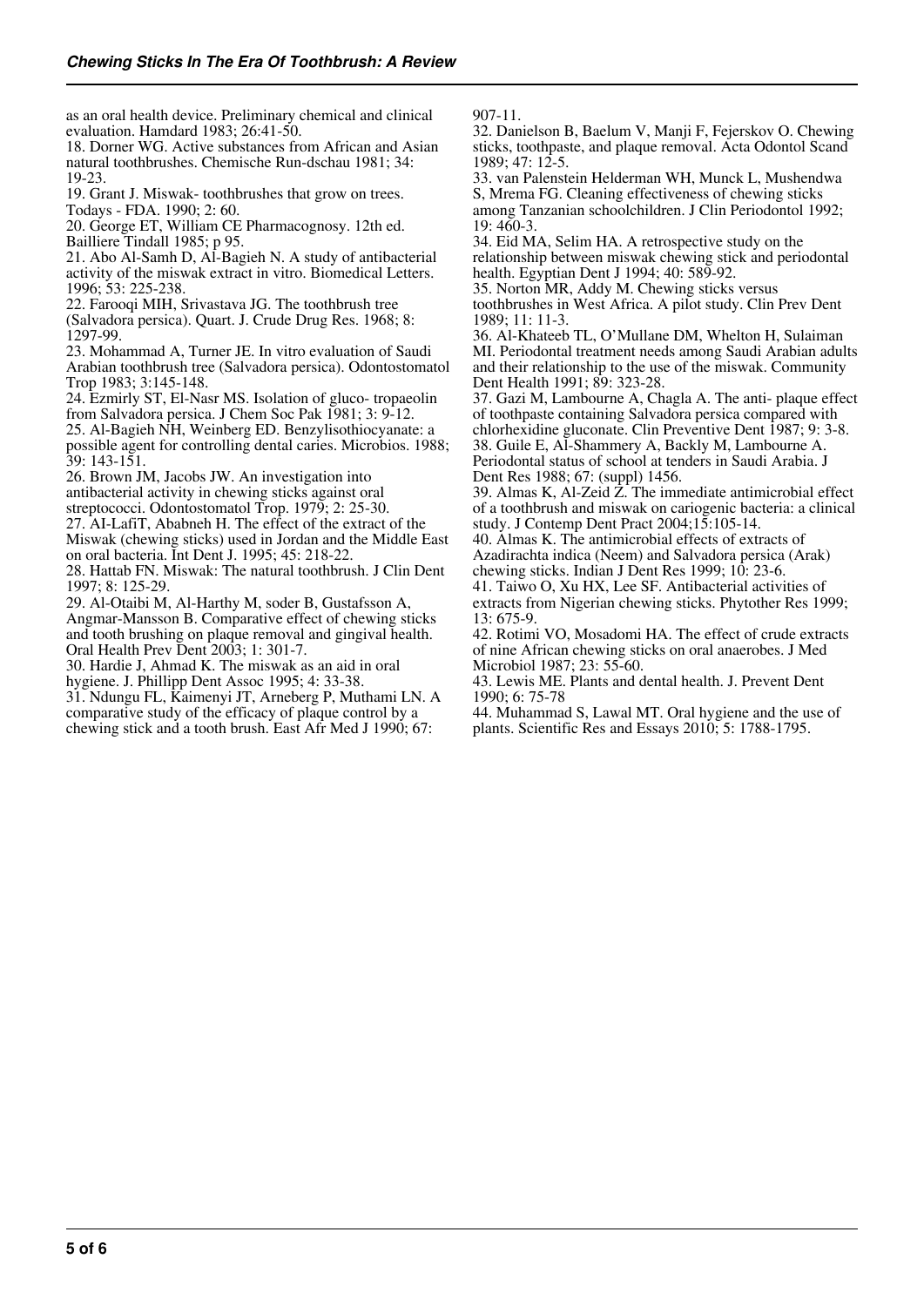as an oral health device. Preliminary chemical and clinical evaluation. Hamdard 1983; 26:41-50.

18. Dorner WG. Active substances from African and Asian natural toothbrushes. Chemische Run-dschau 1981; 34: 19-23.

19. Grant J. Miswak- toothbrushes that grow on trees. Todays - FDA. 1990; 2: 60.

20. George ET, William CE Pharmacognosy. 12th ed. Bailliere Tindall 1985; p 95.

21. Abo Al-Samh D, Al-Bagieh N. A study of antibacterial activity of the miswak extract in vitro. Biomedical Letters. 1996; 53: 225-238.

22. Farooqi MIH, Srivastava JG. The toothbrush tree (Salvadora persica). Quart. J. Crude Drug Res. 1968; 8: 1297-99.

23. Mohammad A, Turner JE. In vitro evaluation of Saudi Arabian toothbrush tree (Salvadora persica). Odontostomatol Trop 1983; 3:145-148.

24. Ezmirly ST, El-Nasr MS. Isolation of gluco- tropaeolin from Salvadora persica. J Chem Soc Pak 1981; 3: 9-12.

25. Al-Bagieh NH, Weinberg ED. Benzylisothiocyanate: a possible agent for controlling dental caries. Microbios. 1988; 39: 143-151.

26. Brown JM, Jacobs JW. An investigation into antibacterial activity in chewing sticks against oral streptococci. Odontostomatol Trop. 1979; 2: 25-30.

27. AI-LafiT, Ababneh H. The effect of the extract of the Miswak (chewing sticks) used in Jordan and the Middle East on oral bacteria. Int Dent J. 1995; 45: 218-22.

28. Hattab FN. Miswak: The natural toothbrush. J Clin Dent 1997; 8: 125-29.

29. Al-Otaibi M, Al-Harthy M, soder B, Gustafsson A, Angmar-Mansson B. Comparative effect of chewing sticks and tooth brushing on plaque removal and gingival health. Oral Health Prev Dent 2003; 1: 301-7.

30. Hardie J, Ahmad K. The miswak as an aid in oral hygiene. J. Phillipp Dent Assoc 1995; 4: 33-38.

31. Ndungu FL, Kaimenyi JT, Arneberg P, Muthami LN. A comparative study of the efficacy of plaque control by a chewing stick and a tooth brush. East Afr Med J 1990; 67: 907-11.

32. Danielson B, Baelum V, Manji F, Fejerskov O. Chewing sticks, toothpaste, and plaque removal. Acta Odontol Scand 1989; 47: 12-5.

33. van Palenstein Helderman WH, Munck L, Mushendwa S, Mrema FG. Cleaning effectiveness of chewing sticks among Tanzanian schoolchildren. J Clin Periodontol 1992; 19: 460-3.

34. Eid MA, Selim HA. A retrospective study on the relationship between miswak chewing stick and periodontal health. Egyptian Dent J 1994; 40: 589-92.

35. Norton MR, Addy M. Chewing sticks versus toothbrushes in West Africa. A pilot study. Clin Prev Dent 1989; 11: 11-3.

36. Al-Khateeb TL, O'Mullane DM, Whelton H, Sulaiman MI. Periodontal treatment needs among Saudi Arabian adults and their relationship to the use of the miswak. Community Dent Health 1991; 89: 323-28.

37. Gazi M, Lambourne A, Chagla A. The anti- plaque effect of toothpaste containing Salvadora persica compared with chlorhexidine gluconate. Clin Preventive Dent 1987; 9: 3-8.

38. Guile E, Al-Shammery A, Backly M, Lambourne A. Periodontal status of school at tenders in Saudi Arabia. J Dent Res 1988; 67: (suppl) 1456.

39. Almas K, Al-Zeid Z. The immediate antimicrobial effect of a toothbrush and miswak on cariogenic bacteria: a clinical study. J Contemp Dent Pract 2004;15:105-14.

40. Almas K. The antimicrobial effects of extracts of Azadirachta indica (Neem) and Salvadora persica (Arak) chewing sticks. Indian J Dent Res 1999; 10: 23-6.

41. Taiwo O, Xu HX, Lee SF. Antibacterial activities of extracts from Nigerian chewing sticks. Phytother Res 1999; 13: 675-9.

42. Rotimi VO, Mosadomi HA. The effect of crude extracts of nine African chewing sticks on oral anaerobes. J Med Microbiol 1987; 23: 55-60.

43. Lewis ME. Plants and dental health. J. Prevent Dent 1990; 6: 75-78

44. Muhammad S, Lawal MT. Oral hygiene and the use of plants. Scientific Res and Essays 2010; 5: 1788-1795.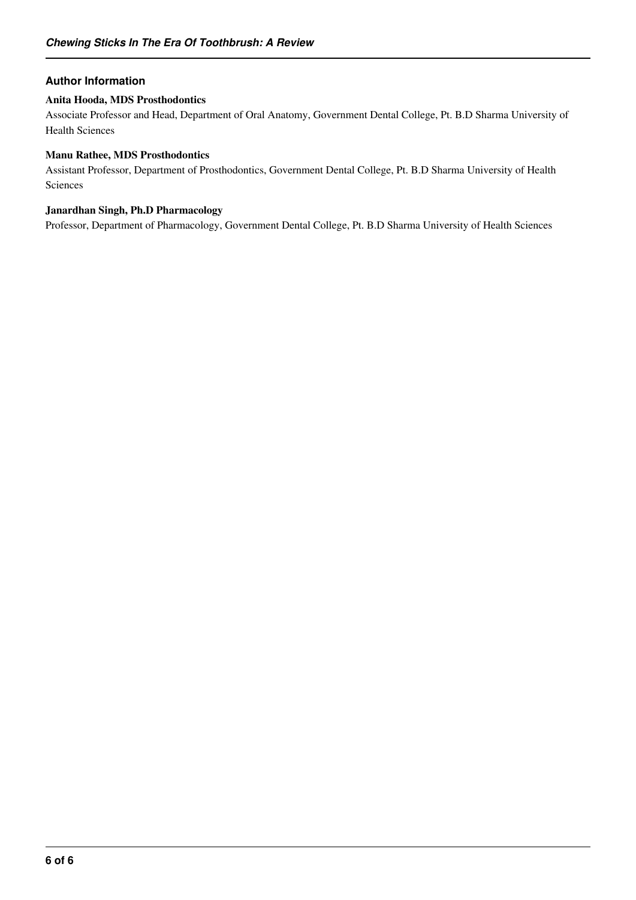## Author Information

**Anita Hooda, MDS Prosthodontics**

Associate Professor and Head, Department of Oral Anatomy, Government Dental College, Pt. B.D Sharma University of Health Sciences

**Manu Rathee, MDS Prosthodontics**

Assistant Professor, Department of Prosthodontics, Government Dental College, Pt. B.D Sharma University of Health Sciences

**Janardhan Singh, Ph.D Pharmacology**

Professor, Department of Pharmacology, Government Dental College, Pt. B.D Sharma University of Health Sciences